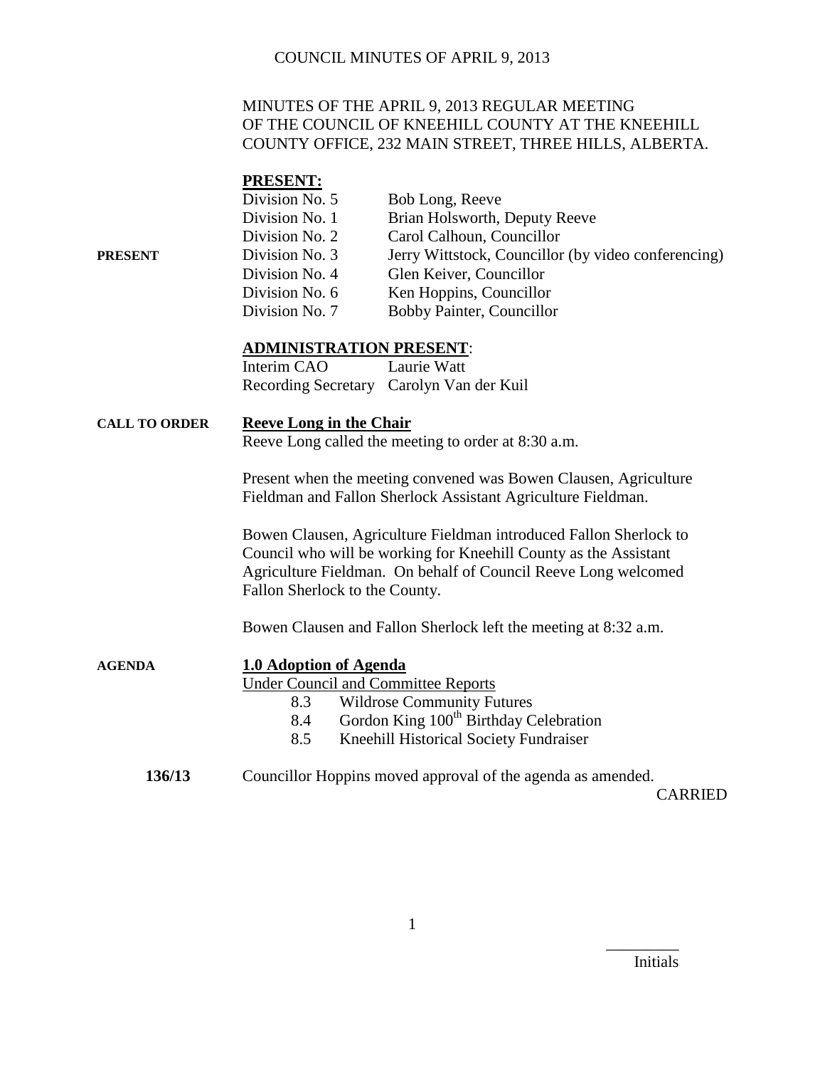MINUTES OF THE APRIL 9, 2013 REGULAR MEETING OF THE COUNCIL OF KNEEHILL COUNTY AT THE KNEEHILL COUNTY OFFICE, 232 MAIN STREET, THREE HILLS, ALBERTA.

**PRESENT:**

**PRESENT**

| | |
|---|---|
| Division No. 5 | Bob Long, Reeve |
| Division No. 1 | Brian Holsworth, Deputy Reeve |
| Division No. 2 | Carol Calhoun, Councillor |
| Division No. 3 | Jerry Wittstock, Councillor (by video conferencing) |
| Division No. 4 | Glen Keiver, Councillor |
| Division No. 6 | Ken Hoppins, Councillor |
| Division No. 7 | Bobby Painter, Councillor |

**ADMINISTRATION PRESENT**:

| | |
|---|---|
| Interim CAO | Laurie Watt |
| Recording Secretary | Carolyn Van der Kuil |

**CALL TO ORDER**

**Reeve Long in the Chair**

Reeve Long called the meeting to order at 8:30 a.m.

Present when the meeting convened was Bowen Clausen, Agriculture Fieldman and Fallon Sherlock Assistant Agriculture Fieldman.

Bowen Clausen, Agriculture Fieldman introduced Fallon Sherlock to Council who will be working for Kneehill County as the Assistant Agriculture Fieldman. On behalf of Council Reeve Long welcomed Fallon Sherlock to the County.

Bowen Clausen and Fallon Sherlock left the meeting at 8:32 a.m.

**AGENDA**

**1.0 Adoption of Agenda**

Under Council and Committee Reports

- 8.3 Wildrose Community Futures
- 8.4 Gordon King 100th Birthday Celebration
- 8.5 Kneehill Historical Society Fundraiser

**136/13** Councillor Hoppins moved approval of the agenda as amended.

CARRIED

Initials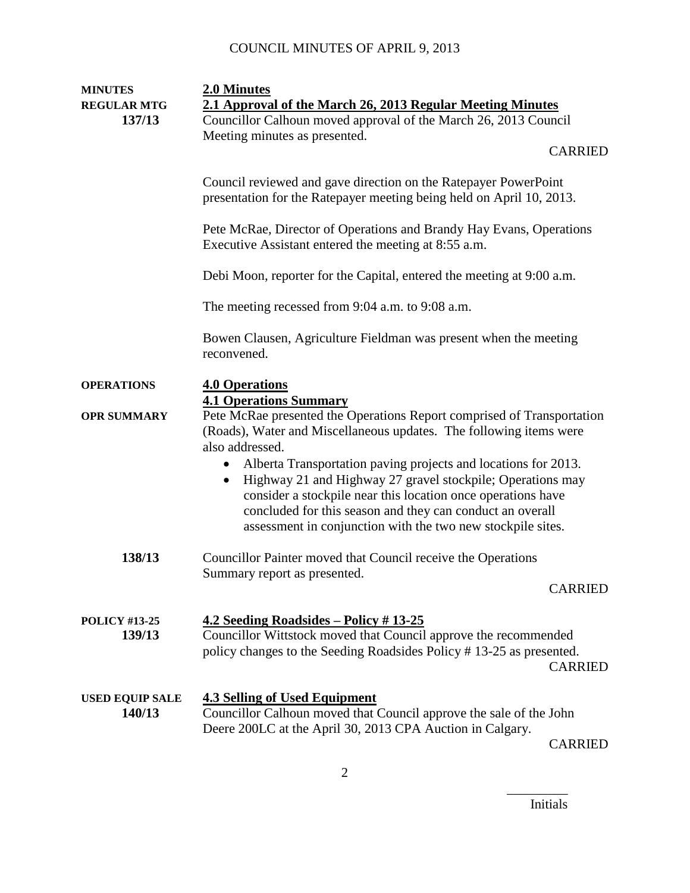**MINUTES**
**REGULAR MTG**
**137/13**

## 2.0 Minutes

### 2.1 Approval of the March 26, 2013 Regular Meeting Minutes

Councillor Calhoun moved approval of the March 26, 2013 Council Meeting minutes as presented.

CARRIED

Council reviewed and gave direction on the Ratepayer PowerPoint presentation for the Ratepayer meeting being held on April 10, 2013.

Pete McRae, Director of Operations and Brandy Hay Evans, Operations Executive Assistant entered the meeting at 8:55 a.m.

Debi Moon, reporter for the Capital, entered the meeting at 9:00 a.m.

The meeting recessed from 9:04 a.m. to 9:08 a.m.

Bowen Clausen, Agriculture Fieldman was present when the meeting reconvened.

**OPERATIONS**

## 4.0 Operations

### 4.1 Operations Summary

**OPR SUMMARY**

Pete McRae presented the Operations Report comprised of Transportation (Roads), Water and Miscellaneous updates. The following items were also addressed.

- Alberta Transportation paving projects and locations for 2013.
- Highway 21 and Highway 27 gravel stockpile; Operations may consider a stockpile near this location once operations have concluded for this season and they can conduct an overall assessment in conjunction with the two new stockpile sites.

**138/13**

Councillor Painter moved that Council receive the Operations Summary report as presented.

CARRIED

**POLICY #13-25**
**139/13**

### 4.2 Seeding Roadsides – Policy # 13-25

Councillor Wittstock moved that Council approve the recommended policy changes to the Seeding Roadsides Policy # 13-25 as presented.

CARRIED

**USED EQUIP SALE**
**140/13**

### 4.3 Selling of Used Equipment

Councillor Calhoun moved that Council approve the sale of the John Deere 200LC at the April 30, 2013 CPA Auction in Calgary.

CARRIED

_________
Initials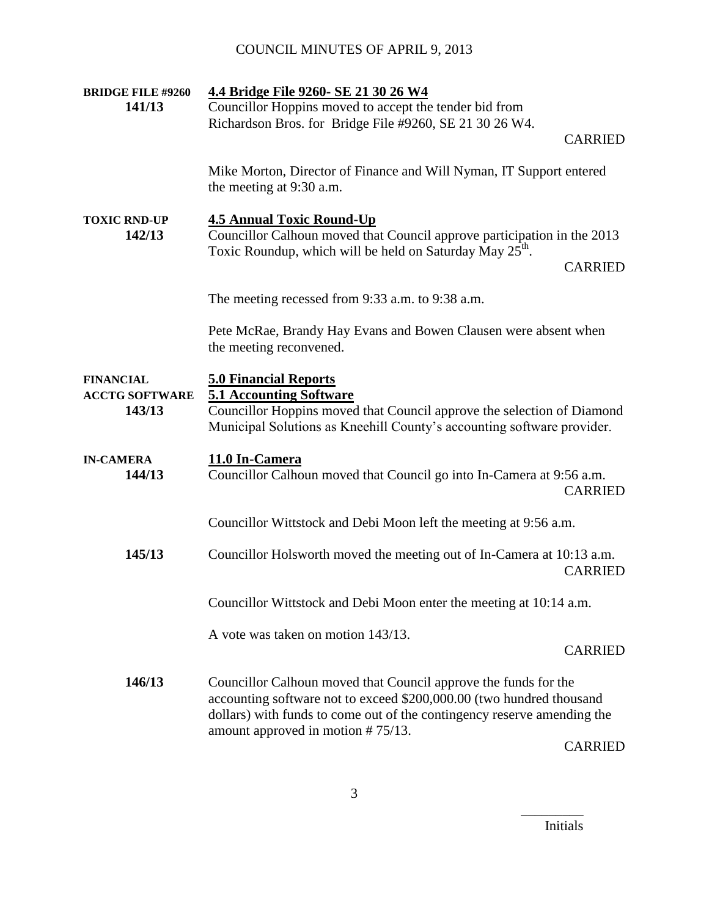**BRIDGE FILE #9260**
**141/13**

**4.4 Bridge File 9260- SE 21 30 26 W4**

Councillor Hoppins moved to accept the tender bid from Richardson Bros. for Bridge File #9260, SE 21 30 26 W4.

CARRIED

Mike Morton, Director of Finance and Will Nyman, IT Support entered the meeting at 9:30 a.m.

**TOXIC RND-UP**
**142/13**

**4.5 Annual Toxic Round-Up**

Councillor Calhoun moved that Council approve participation in the 2013 Toxic Roundup, which will be held on Saturday May 25th.

CARRIED

The meeting recessed from 9:33 a.m. to 9:38 a.m.

Pete McRae, Brandy Hay Evans and Bowen Clausen were absent when the meeting reconvened.

**FINANCIAL**

**5.0 Financial Reports**

**ACCTG SOFTWARE**
**143/13**

**5.1 Accounting Software**

Councillor Hoppins moved that Council approve the selection of Diamond Municipal Solutions as Kneehill County's accounting software provider.

**IN-CAMERA**
**144/13**

**11.0 In-Camera**

Councillor Calhoun moved that Council go into In-Camera at 9:56 a.m.

CARRIED

Councillor Wittstock and Debi Moon left the meeting at 9:56 a.m.

**145/13**

Councillor Holsworth moved the meeting out of In-Camera at 10:13 a.m.

CARRIED

Councillor Wittstock and Debi Moon enter the meeting at 10:14 a.m.

A vote was taken on motion 143/13.

CARRIED

**146/13**

Councillor Calhoun moved that Council approve the funds for the accounting software not to exceed $200,000.00 (two hundred thousand dollars) with funds to come out of the contingency reserve amending the amount approved in motion # 75/13.

CARRIED

_________
Initials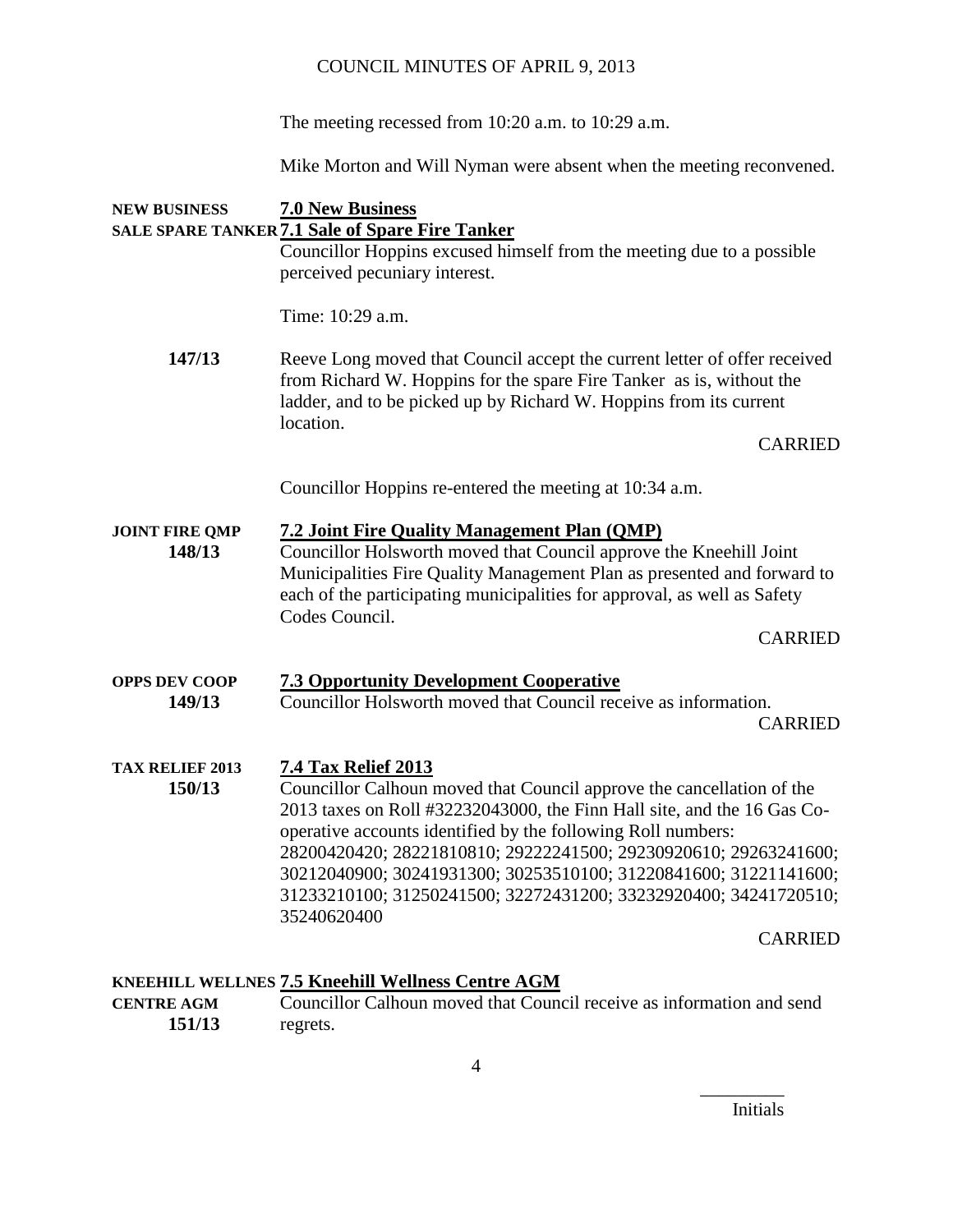The meeting recessed from 10:20 a.m. to 10:29 a.m.

Mike Morton and Will Nyman were absent when the meeting reconvened.

**NEW BUSINESS** **7.0 New Business**

**SALE SPARE TANKER** **7.1 Sale of Spare Fire Tanker**

Councillor Hoppins excused himself from the meeting due to a possible perceived pecuniary interest.

Time: 10:29 a.m.

**147/13** Reeve Long moved that Council accept the current letter of offer received from Richard W. Hoppins for the spare Fire Tanker as is, without the ladder, and to be picked up by Richard W. Hoppins from its current location.

CARRIED

Councillor Hoppins re-entered the meeting at 10:34 a.m.

**JOINT FIRE QMP** **7.2 Joint Fire Quality Management Plan (QMP)**

**148/13** Councillor Holsworth moved that Council approve the Kneehill Joint Municipalities Fire Quality Management Plan as presented and forward to each of the participating municipalities for approval, as well as Safety Codes Council.

CARRIED

**OPPS DEV COOP** **7.3 Opportunity Development Cooperative**

**149/13** Councillor Holsworth moved that Council receive as information.

CARRIED

**TAX RELIEF 2013** **7.4 Tax Relief 2013**

**150/13** Councillor Calhoun moved that Council approve the cancellation of the 2013 taxes on Roll #32232043000, the Finn Hall site, and the 16 Gas Co-operative accounts identified by the following Roll numbers: 28200420420; 28221810810; 29222241500; 29230920610; 29263241600; 30212040900; 30241931300; 30253510100; 31220841600; 31221141600; 31233210100; 31250241500; 32272431200; 33232920400; 34241720510; 35240620400

CARRIED

**KNEEHILL WELLNES CENTRE AGM** **7.5 Kneehill Wellness Centre AGM**

**151/13** Councillor Calhoun moved that Council receive as information and send regrets.

_________
Initials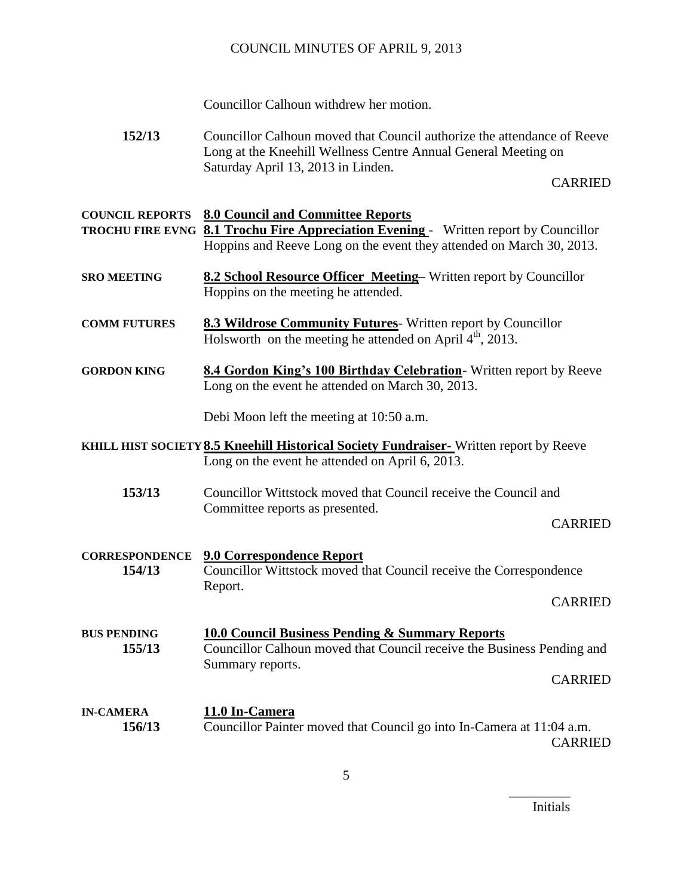Councillor Calhoun withdrew her motion.

**152/13** Councillor Calhoun moved that Council authorize the attendance of Reeve Long at the Kneehill Wellness Centre Annual General Meeting on Saturday April 13, 2013 in Linden.

CARRIED

**COUNCIL REPORTS** **8.0 Council and Committee Reports**

**TROCHU FIRE EVNG** **8.1 Trochu Fire Appreciation Evening** - Written report by Councillor Hoppins and Reeve Long on the event they attended on March 30, 2013.

**SRO MEETING** **8.2 School Resource Officer Meeting**– Written report by Councillor Hoppins on the meeting he attended.

**COMM FUTURES** **8.3 Wildrose Community Futures**- Written report by Councillor Holsworth on the meeting he attended on April 4th, 2013.

**GORDON KING** **8.4 Gordon King's 100 Birthday Celebration**- Written report by Reeve Long on the event he attended on March 30, 2013.

Debi Moon left the meeting at 10:50 a.m.

**KHILL HIST SOCIETY** **8.5 Kneehill Historical Society Fundraiser-** Written report by Reeve Long on the event he attended on April 6, 2013.

**153/13** Councillor Wittstock moved that Council receive the Council and Committee reports as presented.

CARRIED

**CORRESPONDENCE** **9.0 Correspondence Report**

**154/13** Councillor Wittstock moved that Council receive the Correspondence Report.

CARRIED

**BUS PENDING** **10.0 Council Business Pending & Summary Reports**

**155/13** Councillor Calhoun moved that Council receive the Business Pending and Summary reports.

CARRIED

**IN-CAMERA** **11.0 In-Camera**

**156/13** Councillor Painter moved that Council go into In-Camera at 11:04 a.m.

CARRIED

_________
Initials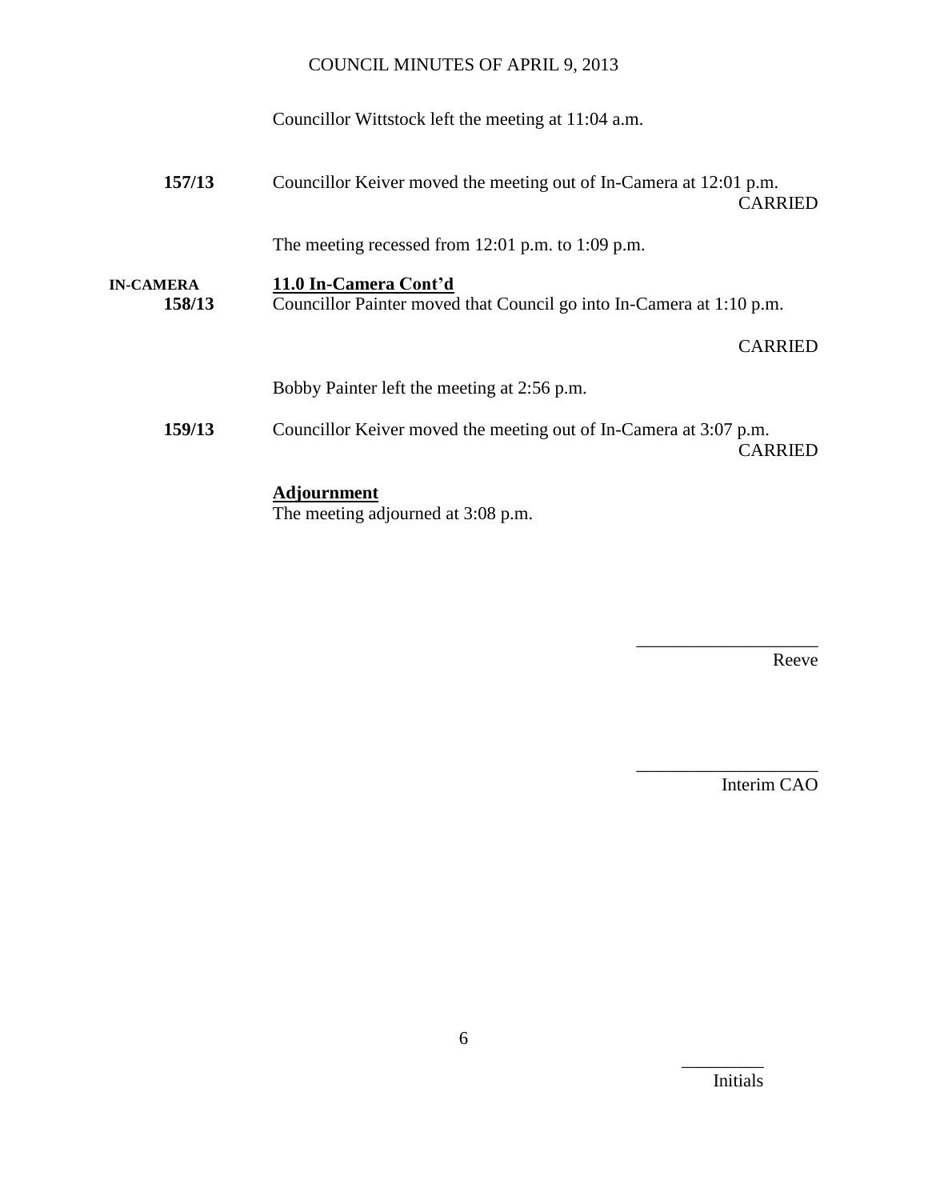Councillor Wittstock left the meeting at 11:04 a.m.

**157/13** Councillor Keiver moved the meeting out of In-Camera at 12:01 p.m.
CARRIED

The meeting recessed from 12:01 p.m. to 1:09 p.m.

**IN-CAMERA**

**11.0 In-Camera Cont'd**

**158/13** Councillor Painter moved that Council go into In-Camera at 1:10 p.m.

CARRIED

Bobby Painter left the meeting at 2:56 p.m.

**159/13** Councillor Keiver moved the meeting out of In-Camera at 3:07 p.m.
CARRIED

**Adjournment**

The meeting adjourned at 3:08 p.m.

\_\_\_\_\_\_\_\_\_\_\_\_\_\_\_\_\_\_\_\_

Reeve

\_\_\_\_\_\_\_\_\_\_\_\_\_\_\_\_\_\_\_\_

Interim CAO

\_\_\_\_\_\_\_\_\_

Initials